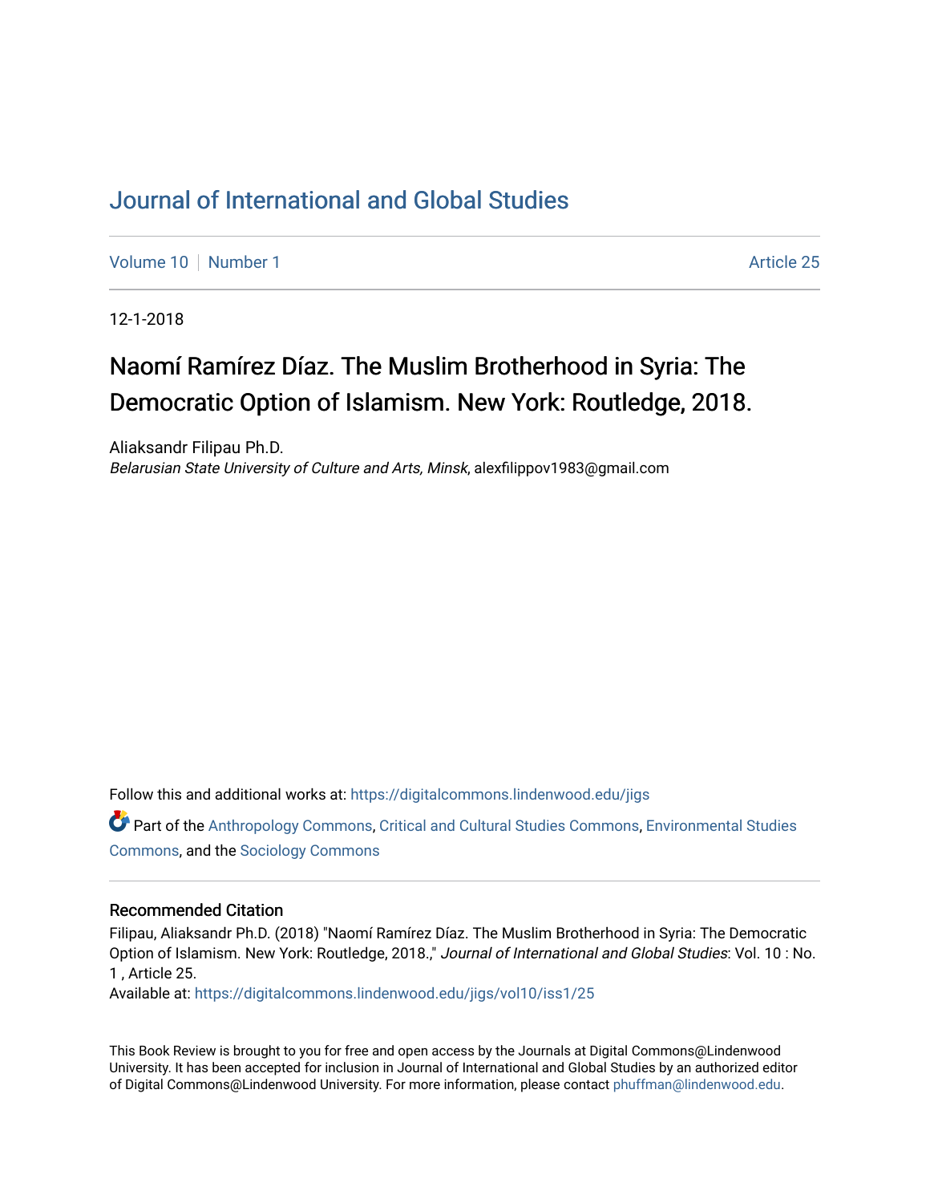# Journal of International and Global Studies

Volume 10 | Number 1 | Article 25

12-1-2018

## Naomí Ramírez Díaz. The Muslim Brotherhood in Syria: The Democratic Option of Islamism. New York: Routledge, 2018.

Aliaksandr Filipau Ph.D.
*Belarusian State University of Culture and Arts, Minsk*, alexfilippov1983@gmail.com

Follow this and additional works at: https://digitalcommons.lindenwood.edu/jigs

Part of the Anthropology Commons, Critical and Cultural Studies Commons, Environmental Studies Commons, and the Sociology Commons

### Recommended Citation

Filipau, Aliaksandr Ph.D. (2018) "Naomí Ramírez Díaz. The Muslim Brotherhood in Syria: The Democratic Option of Islamism. New York: Routledge, 2018.," *Journal of International and Global Studies*: Vol. 10 : No. 1 , Article 25.
Available at: https://digitalcommons.lindenwood.edu/jigs/vol10/iss1/25

This Book Review is brought to you for free and open access by the Journals at Digital Commons@Lindenwood University. It has been accepted for inclusion in Journal of International and Global Studies by an authorized editor of Digital Commons@Lindenwood University. For more information, please contact phuffman@lindenwood.edu.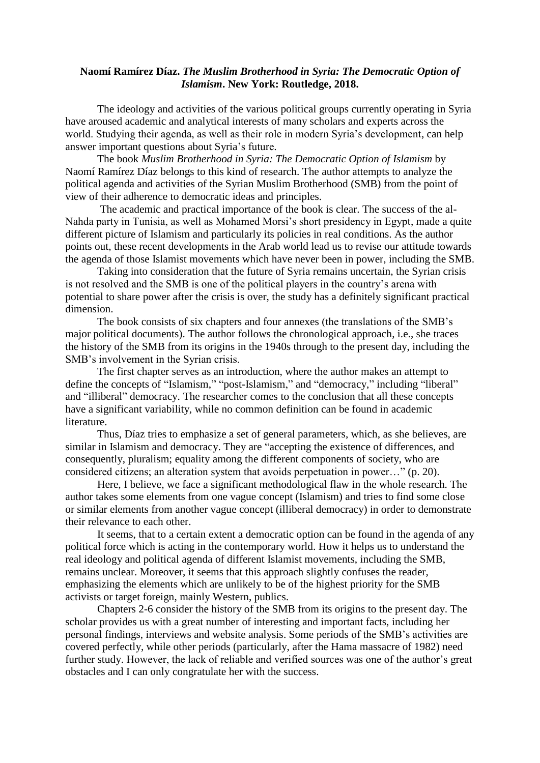**Naomí Ramírez Díaz. *The Muslim Brotherhood in Syria: The Democratic Option of Islamism*. New York: Routledge, 2018.**

The ideology and activities of the various political groups currently operating in Syria have aroused academic and analytical interests of many scholars and experts across the world. Studying their agenda, as well as their role in modern Syria's development, can help answer important questions about Syria's future.

The book *Muslim Brotherhood in Syria: The Democratic Option of Islamism* by Naomí Ramírez Díaz belongs to this kind of research. The author attempts to analyze the political agenda and activities of the Syrian Muslim Brotherhood (SMB) from the point of view of their adherence to democratic ideas and principles.

The academic and practical importance of the book is clear. The success of the al-Nahda party in Tunisia, as well as Mohamed Morsi's short presidency in Egypt, made a quite different picture of Islamism and particularly its policies in real conditions. As the author points out, these recent developments in the Arab world lead us to revise our attitude towards the agenda of those Islamist movements which have never been in power, including the SMB.

Taking into consideration that the future of Syria remains uncertain, the Syrian crisis is not resolved and the SMB is one of the political players in the country's arena with potential to share power after the crisis is over, the study has a definitely significant practical dimension.

The book consists of six chapters and four annexes (the translations of the SMB's major political documents). The author follows the chronological approach, i.e., she traces the history of the SMB from its origins in the 1940s through to the present day, including the SMB's involvement in the Syrian crisis.

The first chapter serves as an introduction, where the author makes an attempt to define the concepts of "Islamism," "post-Islamism," and "democracy," including "liberal" and "illiberal" democracy. The researcher comes to the conclusion that all these concepts have a significant variability, while no common definition can be found in academic literature.

Thus, Díaz tries to emphasize a set of general parameters, which, as she believes, are similar in Islamism and democracy. They are "accepting the existence of differences, and consequently, pluralism; equality among the different components of society, who are considered citizens; an alteration system that avoids perpetuation in power…" (p. 20).

Here, I believe, we face a significant methodological flaw in the whole research. The author takes some elements from one vague concept (Islamism) and tries to find some close or similar elements from another vague concept (illiberal democracy) in order to demonstrate their relevance to each other.

It seems, that to a certain extent a democratic option can be found in the agenda of any political force which is acting in the contemporary world. How it helps us to understand the real ideology and political agenda of different Islamist movements, including the SMB, remains unclear. Moreover, it seems that this approach slightly confuses the reader, emphasizing the elements which are unlikely to be of the highest priority for the SMB activists or target foreign, mainly Western, publics.

Chapters 2-6 consider the history of the SMB from its origins to the present day. The scholar provides us with a great number of interesting and important facts, including her personal findings, interviews and website analysis. Some periods of the SMB's activities are covered perfectly, while other periods (particularly, after the Hama massacre of 1982) need further study. However, the lack of reliable and verified sources was one of the author's great obstacles and I can only congratulate her with the success.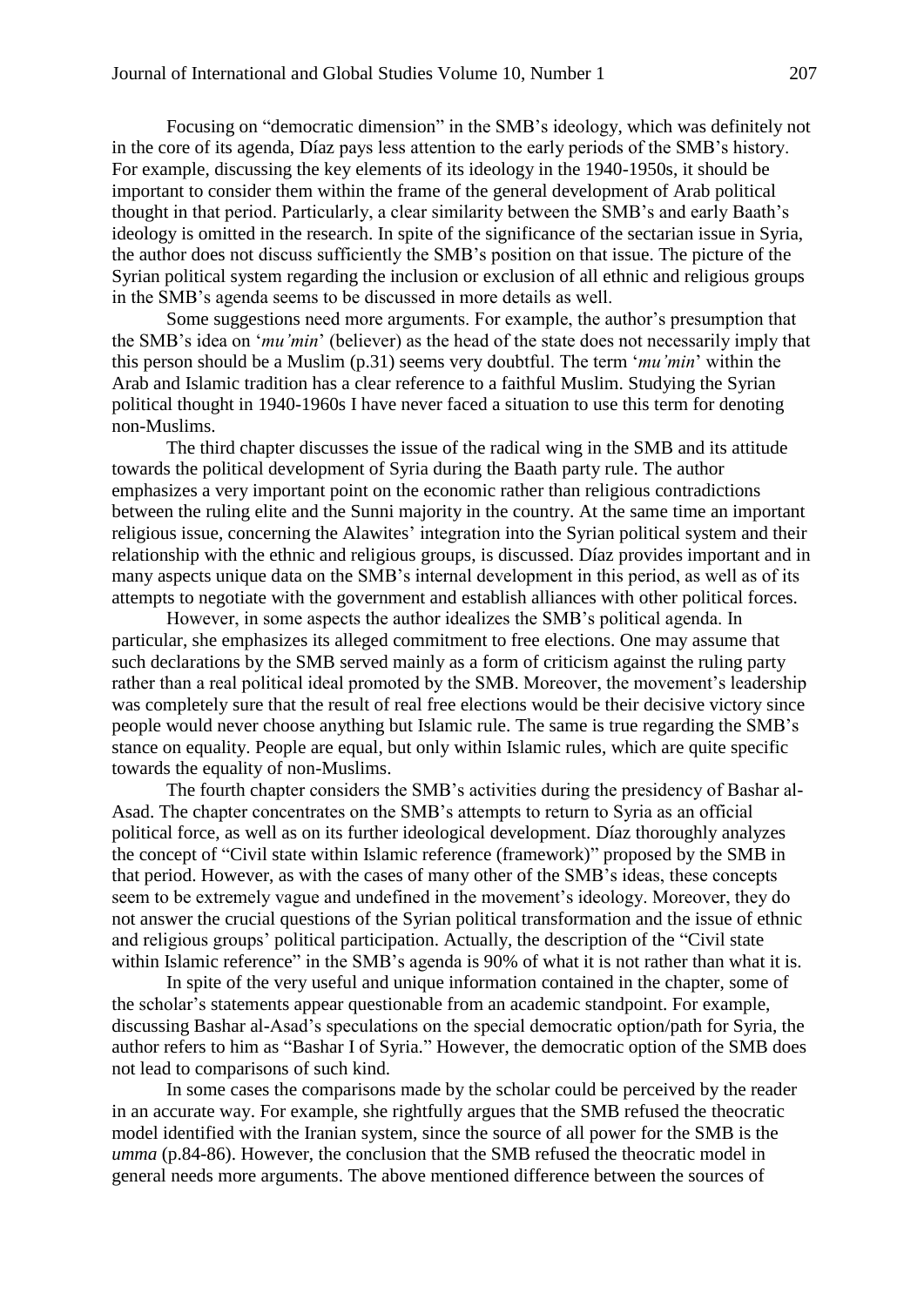Focusing on "democratic dimension" in the SMB's ideology, which was definitely not in the core of its agenda, Díaz pays less attention to the early periods of the SMB's history. For example, discussing the key elements of its ideology in the 1940-1950s, it should be important to consider them within the frame of the general development of Arab political thought in that period. Particularly, a clear similarity between the SMB's and early Baath's ideology is omitted in the research. In spite of the significance of the sectarian issue in Syria, the author does not discuss sufficiently the SMB's position on that issue. The picture of the Syrian political system regarding the inclusion or exclusion of all ethnic and religious groups in the SMB's agenda seems to be discussed in more details as well.

Some suggestions need more arguments. For example, the author's presumption that the SMB's idea on '*mu'min*' (believer) as the head of the state does not necessarily imply that this person should be a Muslim (p.31) seems very doubtful. The term '*mu'min*' within the Arab and Islamic tradition has a clear reference to a faithful Muslim. Studying the Syrian political thought in 1940-1960s I have never faced a situation to use this term for denoting non-Muslims.

The third chapter discusses the issue of the radical wing in the SMB and its attitude towards the political development of Syria during the Baath party rule. The author emphasizes a very important point on the economic rather than religious contradictions between the ruling elite and the Sunni majority in the country. At the same time an important religious issue, concerning the Alawites' integration into the Syrian political system and their relationship with the ethnic and religious groups, is discussed. Díaz provides important and in many aspects unique data on the SMB's internal development in this period, as well as of its attempts to negotiate with the government and establish alliances with other political forces.

However, in some aspects the author idealizes the SMB's political agenda. In particular, she emphasizes its alleged commitment to free elections. One may assume that such declarations by the SMB served mainly as a form of criticism against the ruling party rather than a real political ideal promoted by the SMB. Moreover, the movement's leadership was completely sure that the result of real free elections would be their decisive victory since people would never choose anything but Islamic rule. The same is true regarding the SMB's stance on equality. People are equal, but only within Islamic rules, which are quite specific towards the equality of non-Muslims.

The fourth chapter considers the SMB's activities during the presidency of Bashar al-Asad. The chapter concentrates on the SMB's attempts to return to Syria as an official political force, as well as on its further ideological development. Díaz thoroughly analyzes the concept of "Civil state within Islamic reference (framework)" proposed by the SMB in that period. However, as with the cases of many other of the SMB's ideas, these concepts seem to be extremely vague and undefined in the movement's ideology. Moreover, they do not answer the crucial questions of the Syrian political transformation and the issue of ethnic and religious groups' political participation. Actually, the description of the "Civil state within Islamic reference" in the SMB's agenda is 90% of what it is not rather than what it is.

In spite of the very useful and unique information contained in the chapter, some of the scholar's statements appear questionable from an academic standpoint. For example, discussing Bashar al-Asad's speculations on the special democratic option/path for Syria, the author refers to him as "Bashar I of Syria." However, the democratic option of the SMB does not lead to comparisons of such kind.

In some cases the comparisons made by the scholar could be perceived by the reader in an accurate way. For example, she rightfully argues that the SMB refused the theocratic model identified with the Iranian system, since the source of all power for the SMB is the *umma* (p.84-86). However, the conclusion that the SMB refused the theocratic model in general needs more arguments. The above mentioned difference between the sources of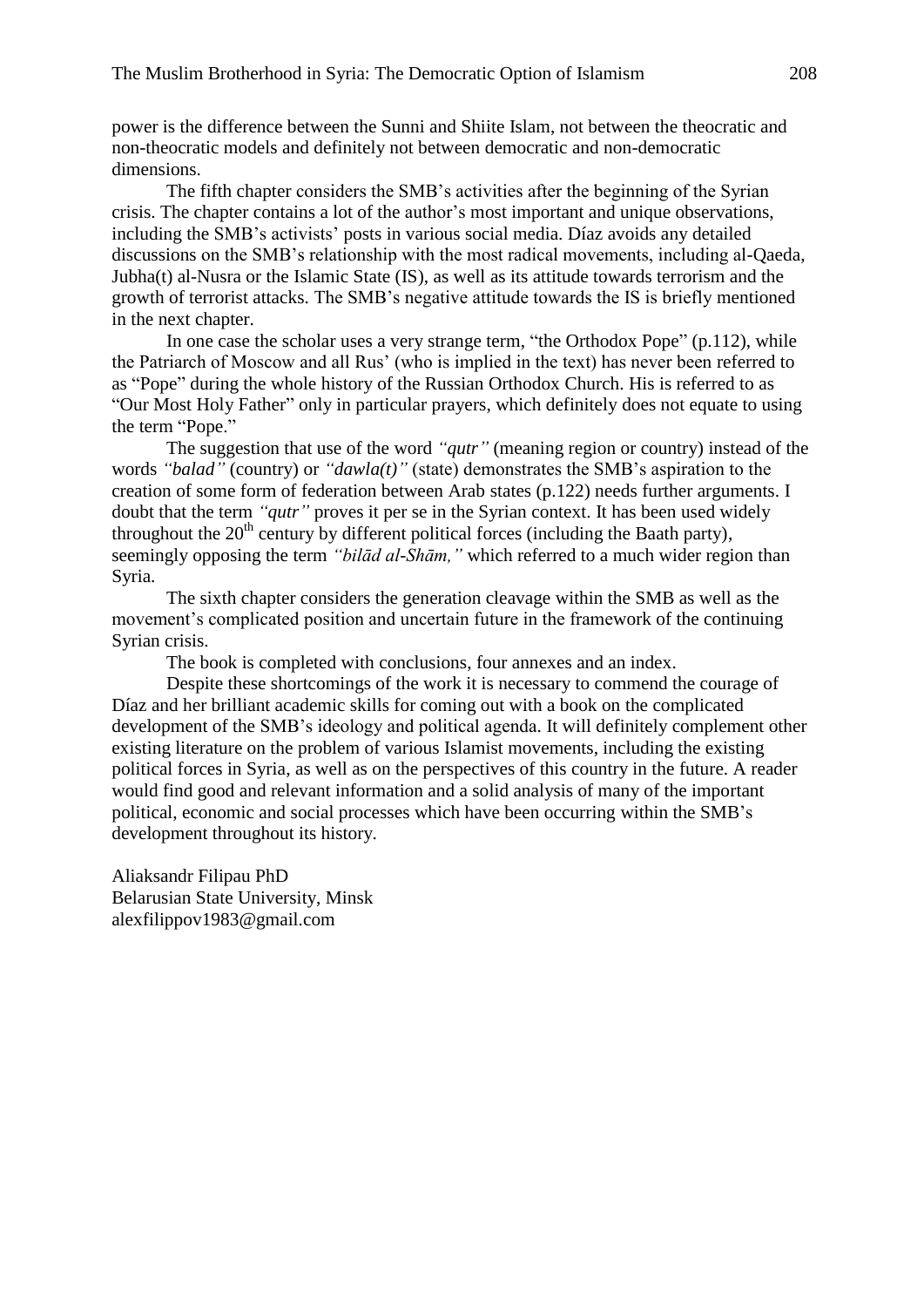power is the difference between the Sunni and Shiite Islam, not between the theocratic and non-theocratic models and definitely not between democratic and non-democratic dimensions.

The fifth chapter considers the SMB's activities after the beginning of the Syrian crisis. The chapter contains a lot of the author's most important and unique observations, including the SMB's activists' posts in various social media. Díaz avoids any detailed discussions on the SMB's relationship with the most radical movements, including al-Qaeda, Jubha(t) al-Nusra or the Islamic State (IS), as well as its attitude towards terrorism and the growth of terrorist attacks. The SMB's negative attitude towards the IS is briefly mentioned in the next chapter.

In one case the scholar uses a very strange term, "the Orthodox Pope" (p.112), while the Patriarch of Moscow and all Rus' (who is implied in the text) has never been referred to as "Pope" during the whole history of the Russian Orthodox Church. His is referred to as "Our Most Holy Father" only in particular prayers, which definitely does not equate to using the term "Pope."

The suggestion that use of the word *"qutr"* (meaning region or country) instead of the words *"balad"* (country) or *"dawla(t)"* (state) demonstrates the SMB's aspiration to the creation of some form of federation between Arab states (p.122) needs further arguments. I doubt that the term *"qutr"* proves it per se in the Syrian context. It has been used widely throughout the 20th century by different political forces (including the Baath party), seemingly opposing the term *"bilād al-Shām,"* which referred to a much wider region than Syria.

The sixth chapter considers the generation cleavage within the SMB as well as the movement's complicated position and uncertain future in the framework of the continuing Syrian crisis.

The book is completed with conclusions, four annexes and an index.

Despite these shortcomings of the work it is necessary to commend the courage of Díaz and her brilliant academic skills for coming out with a book on the complicated development of the SMB's ideology and political agenda. It will definitely complement other existing literature on the problem of various Islamist movements, including the existing political forces in Syria, as well as on the perspectives of this country in the future. A reader would find good and relevant information and a solid analysis of many of the important political, economic and social processes which have been occurring within the SMB's development throughout its history.

Aliaksandr Filipau PhD
Belarusian State University, Minsk
alexfilippov1983@gmail.com